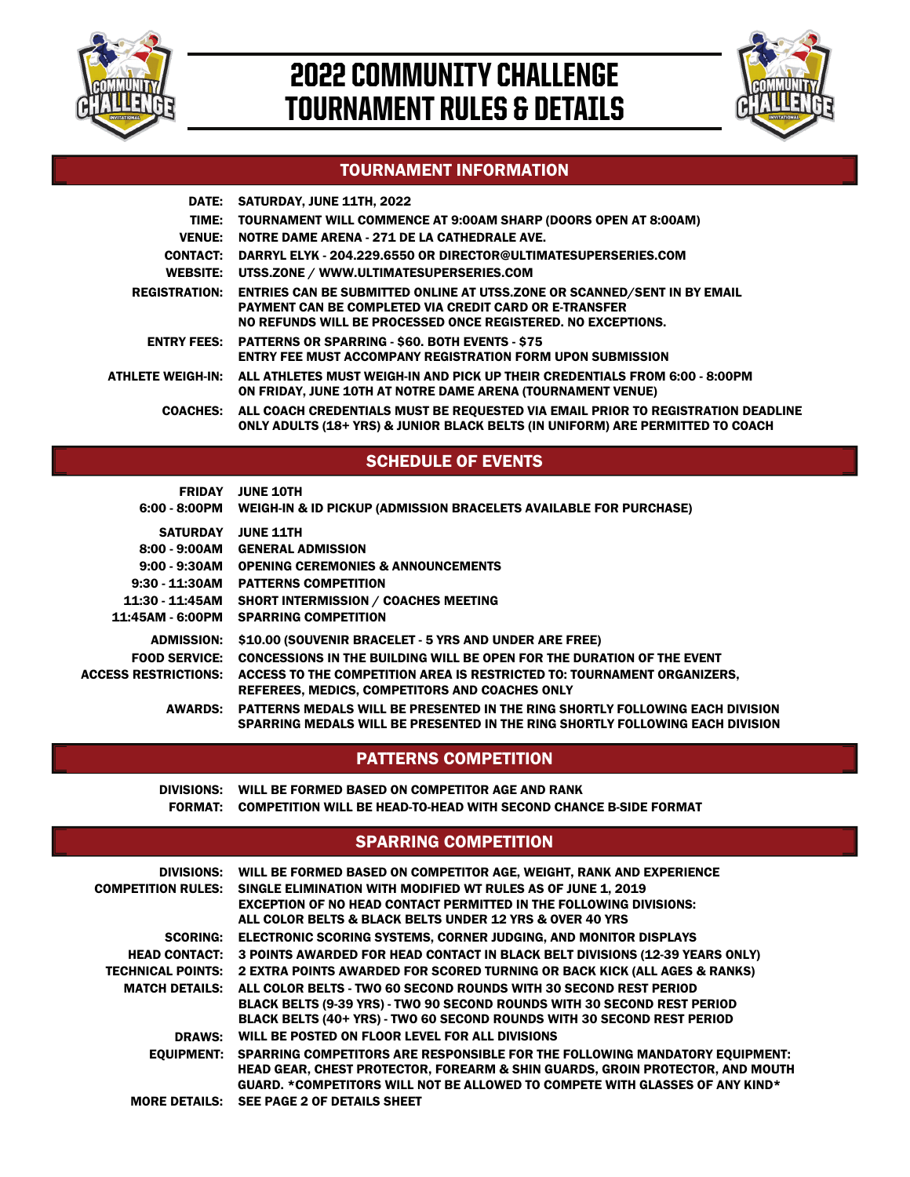# 2022 COMMUNITY CHALLENGE TOURNAMENT RULES & DETAILS

## TOURNAMENT INFORMATION

**DATE:** SATURDAY, JUNE 11TH, 2022

**TIME:** TOURNAMENT WILL COMMENCE AT 9:00AM SHARP (DOORS OPEN AT 8:00AM)

**VENUE:** NOTRE DAME ARENA - 271 DE LA CATHEDRALE AVE.

**CONTACT:** DARRYL ELYK - 204.229.6550 OR DIRECTOR@ULTIMATESUPERSERIES.COM

**WEBSITE:** UTSS.ZONE / WWW.ULTIMATESUPERSERIES.COM

**REGISTRATION:** ENTRIES CAN BE SUBMITTED ONLINE AT UTSS.ZONE OR SCANNED/SENT IN BY EMAIL
PAYMENT CAN BE COMPLETED VIA CREDIT CARD OR E-TRANSFER
NO REFUNDS WILL BE PROCESSED ONCE REGISTERED. NO EXCEPTIONS.

**ENTRY FEES:** PATTERNS OR SPARRING - $60. BOTH EVENTS - $75
ENTRY FEE MUST ACCOMPANY REGISTRATION FORM UPON SUBMISSION

**ATHLETE WEIGH-IN:** ALL ATHLETES MUST WEIGH-IN AND PICK UP THEIR CREDENTIALS FROM 6:00 - 8:00PM ON FRIDAY, JUNE 10TH AT NOTRE DAME ARENA (TOURNAMENT VENUE)

**COACHES:** ALL COACH CREDENTIALS MUST BE REQUESTED VIA EMAIL PRIOR TO REGISTRATION DEADLINE
ONLY ADULTS (18+ YRS) & JUNIOR BLACK BELTS (IN UNIFORM) ARE PERMITTED TO COACH

## SCHEDULE OF EVENTS

**FRIDAY** JUNE 10TH

**6:00 - 8:00PM** WEIGH-IN & ID PICKUP (ADMISSION BRACELETS AVAILABLE FOR PURCHASE)

**SATURDAY** JUNE 11TH

**8:00 - 9:00AM** GENERAL ADMISSION

**9:00 - 9:30AM** OPENING CEREMONIES & ANNOUNCEMENTS

**9:30 - 11:30AM** PATTERNS COMPETITION

**11:30 - 11:45AM** SHORT INTERMISSION / COACHES MEETING

**11:45AM - 6:00PM** SPARRING COMPETITION

**ADMISSION:** $10.00 (SOUVENIR BRACELET - 5 YRS AND UNDER ARE FREE)

**FOOD SERVICE:** CONCESSIONS IN THE BUILDING WILL BE OPEN FOR THE DURATION OF THE EVENT

**ACCESS RESTRICTIONS:** ACCESS TO THE COMPETITION AREA IS RESTRICTED TO: TOURNAMENT ORGANIZERS, REFEREES, MEDICS, COMPETITORS AND COACHES ONLY

**AWARDS:** PATTERNS MEDALS WILL BE PRESENTED IN THE RING SHORTLY FOLLOWING EACH DIVISION
SPARRING MEDALS WILL BE PRESENTED IN THE RING SHORTLY FOLLOWING EACH DIVISION

## PATTERNS COMPETITION

**DIVISIONS:** WILL BE FORMED BASED ON COMPETITOR AGE AND RANK

**FORMAT:** COMPETITION WILL BE HEAD-TO-HEAD WITH SECOND CHANCE B-SIDE FORMAT

## SPARRING COMPETITION

**DIVISIONS:** WILL BE FORMED BASED ON COMPETITOR AGE, WEIGHT, RANK AND EXPERIENCE

**COMPETITION RULES:** SINGLE ELIMINATION WITH MODIFIED WT RULES AS OF JUNE 1, 2019
EXCEPTION OF NO HEAD CONTACT PERMITTED IN THE FOLLOWING DIVISIONS:
ALL COLOR BELTS & BLACK BELTS UNDER 12 YRS & OVER 40 YRS

**SCORING:** ELECTRONIC SCORING SYSTEMS, CORNER JUDGING, AND MONITOR DISPLAYS

**HEAD CONTACT:** 3 POINTS AWARDED FOR HEAD CONTACT IN BLACK BELT DIVISIONS (12-39 YEARS ONLY)

**TECHNICAL POINTS:** 2 EXTRA POINTS AWARDED FOR SCORED TURNING OR BACK KICK (ALL AGES & RANKS)

**MATCH DETAILS:** ALL COLOR BELTS - TWO 60 SECOND ROUNDS WITH 30 SECOND REST PERIOD
BLACK BELTS (9-39 YRS) - TWO 90 SECOND ROUNDS WITH 30 SECOND REST PERIOD
BLACK BELTS (40+ YRS) - TWO 60 SECOND ROUNDS WITH 30 SECOND REST PERIOD

**DRAWS:** WILL BE POSTED ON FLOOR LEVEL FOR ALL DIVISIONS

**EQUIPMENT:** SPARRING COMPETITORS ARE RESPONSIBLE FOR THE FOLLOWING MANDATORY EQUIPMENT:
HEAD GEAR, CHEST PROTECTOR, FOREARM & SHIN GUARDS, GROIN PROTECTOR, AND MOUTH GUARD. *COMPETITORS WILL NOT BE ALLOWED TO COMPETE WITH GLASSES OF ANY KIND*

**MORE DETAILS:** SEE PAGE 2 OF DETAILS SHEET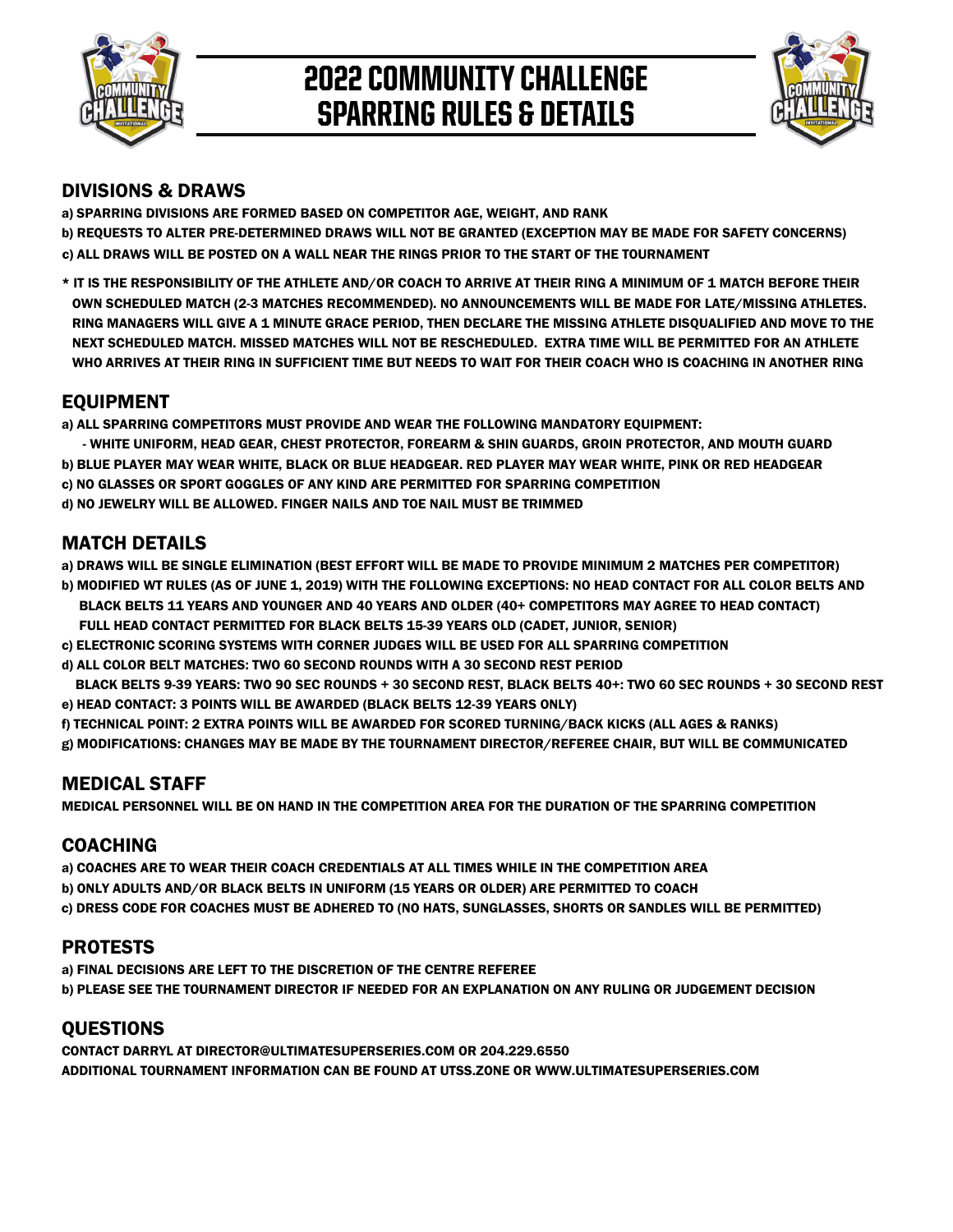# 2022 COMMUNITY CHALLENGE SPARRING RULES & DETAILS

## DIVISIONS & DRAWS

a) SPARRING DIVISIONS ARE FORMED BASED ON COMPETITOR AGE, WEIGHT, AND RANK

b) REQUESTS TO ALTER PRE-DETERMINED DRAWS WILL NOT BE GRANTED (EXCEPTION MAY BE MADE FOR SAFETY CONCERNS)

c) ALL DRAWS WILL BE POSTED ON A WALL NEAR THE RINGS PRIOR TO THE START OF THE TOURNAMENT

\* IT IS THE RESPONSIBILITY OF THE ATHLETE AND/OR COACH TO ARRIVE AT THEIR RING A MINIMUM OF 1 MATCH BEFORE THEIR OWN SCHEDULED MATCH (2-3 MATCHES RECOMMENDED). NO ANNOUNCEMENTS WILL BE MADE FOR LATE/MISSING ATHLETES. RING MANAGERS WILL GIVE A 1 MINUTE GRACE PERIOD, THEN DECLARE THE MISSING ATHLETE DISQUALIFIED AND MOVE TO THE NEXT SCHEDULED MATCH. MISSED MATCHES WILL NOT BE RESCHEDULED. EXTRA TIME WILL BE PERMITTED FOR AN ATHLETE WHO ARRIVES AT THEIR RING IN SUFFICIENT TIME BUT NEEDS TO WAIT FOR THEIR COACH WHO IS COACHING IN ANOTHER RING

## EQUIPMENT

a) ALL SPARRING COMPETITORS MUST PROVIDE AND WEAR THE FOLLOWING MANDATORY EQUIPMENT:
- WHITE UNIFORM, HEAD GEAR, CHEST PROTECTOR, FOREARM & SHIN GUARDS, GROIN PROTECTOR, AND MOUTH GUARD

b) BLUE PLAYER MAY WEAR WHITE, BLACK OR BLUE HEADGEAR. RED PLAYER MAY WEAR WHITE, PINK OR RED HEADGEAR

c) NO GLASSES OR SPORT GOGGLES OF ANY KIND ARE PERMITTED FOR SPARRING COMPETITION

d) NO JEWELRY WILL BE ALLOWED. FINGER NAILS AND TOE NAIL MUST BE TRIMMED

## MATCH DETAILS

a) DRAWS WILL BE SINGLE ELIMINATION (BEST EFFORT WILL BE MADE TO PROVIDE MINIMUM 2 MATCHES PER COMPETITOR)

b) MODIFIED WT RULES (AS OF JUNE 1, 2019) WITH THE FOLLOWING EXCEPTIONS: NO HEAD CONTACT FOR ALL COLOR BELTS AND BLACK BELTS 11 YEARS AND YOUNGER AND 40 YEARS AND OLDER (40+ COMPETITORS MAY AGREE TO HEAD CONTACT) FULL HEAD CONTACT PERMITTED FOR BLACK BELTS 15-39 YEARS OLD (CADET, JUNIOR, SENIOR)

c) ELECTRONIC SCORING SYSTEMS WITH CORNER JUDGES WILL BE USED FOR ALL SPARRING COMPETITION

d) ALL COLOR BELT MATCHES: TWO 60 SECOND ROUNDS WITH A 30 SECOND REST PERIOD
BLACK BELTS 9-39 YEARS: TWO 90 SEC ROUNDS + 30 SECOND REST, BLACK BELTS 40+: TWO 60 SEC ROUNDS + 30 SECOND REST

e) HEAD CONTACT: 3 POINTS WILL BE AWARDED (BLACK BELTS 12-39 YEARS ONLY)

f) TECHNICAL POINT: 2 EXTRA POINTS WILL BE AWARDED FOR SCORED TURNING/BACK KICKS (ALL AGES & RANKS)

g) MODIFICATIONS: CHANGES MAY BE MADE BY THE TOURNAMENT DIRECTOR/REFEREE CHAIR, BUT WILL BE COMMUNICATED

## MEDICAL STAFF

MEDICAL PERSONNEL WILL BE ON HAND IN THE COMPETITION AREA FOR THE DURATION OF THE SPARRING COMPETITION

## COACHING

a) COACHES ARE TO WEAR THEIR COACH CREDENTIALS AT ALL TIMES WHILE IN THE COMPETITION AREA

b) ONLY ADULTS AND/OR BLACK BELTS IN UNIFORM (15 YEARS OR OLDER) ARE PERMITTED TO COACH

c) DRESS CODE FOR COACHES MUST BE ADHERED TO (NO HATS, SUNGLASSES, SHORTS OR SANDLES WILL BE PERMITTED)

## PROTESTS

a) FINAL DECISIONS ARE LEFT TO THE DISCRETION OF THE CENTRE REFEREE

b) PLEASE SEE THE TOURNAMENT DIRECTOR IF NEEDED FOR AN EXPLANATION ON ANY RULING OR JUDGEMENT DECISION

## QUESTIONS

CONTACT DARRYL AT DIRECTOR@ULTIMATESUPERSERIES.COM OR 204.229.6550

ADDITIONAL TOURNAMENT INFORMATION CAN BE FOUND AT UTSS.ZONE OR WWW.ULTIMATESUPERSERIES.COM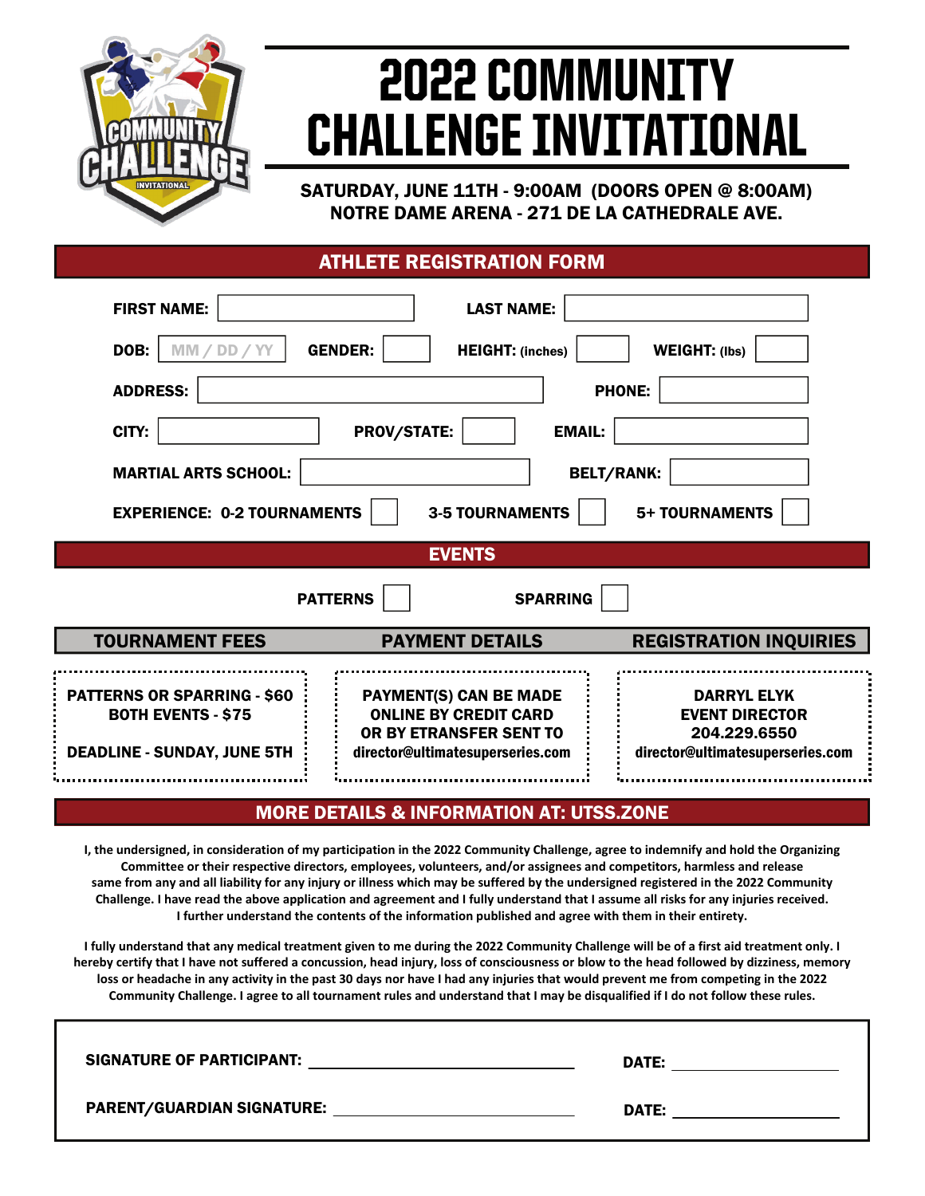# 2022 COMMUNITY CHALLENGE INVITATIONAL

**SATURDAY, JUNE 11TH - 9:00AM (DOORS OPEN @ 8:00AM)**
**NOTRE DAME ARENA - 271 DE LA CATHEDRALE AVE.**

## ATHLETE REGISTRATION FORM

**FIRST NAME:** ______ **LAST NAME:** ______

**DOB:** MM / DD / YY **GENDER:** ______ **HEIGHT: (inches)** ______ **WEIGHT: (lbs)** ______

**ADDRESS:** ______ **PHONE:** ______

**CITY:** ______ **PROV/STATE:** ______ **EMAIL:** ______

**MARTIAL ARTS SCHOOL:** ______ **BELT/RANK:** ______

**EXPERIENCE:** **0-2 TOURNAMENTS** ☐ **3-5 TOURNAMENTS** ☐ **5+ TOURNAMENTS** ☐

## EVENTS

**PATTERNS** ☐ **SPARRING** ☐

| TOURNAMENT FEES | PAYMENT DETAILS | REGISTRATION INQUIRIES |
|---|---|---|
| PATTERNS OR SPARRING - $60<br>BOTH EVENTS - $75<br><br>DEADLINE - SUNDAY, JUNE 5TH | PAYMENT(S) CAN BE MADE ONLINE BY CREDIT CARD OR BY ETRANSFER SENT TO director@ultimatesuperseries.com | DARRYL ELYK<br>EVENT DIRECTOR<br>204.229.6550<br>director@ultimatesuperseries.com |

## MORE DETAILS & INFORMATION AT: UTSS.ZONE

I, the undersigned, in consideration of my participation in the 2022 Community Challenge, agree to indemnify and hold the Organizing Committee or their respective directors, employees, volunteers, and/or assignees and competitors, harmless and release same from any and all liability for any injury or illness which may be suffered by the undersigned registered in the 2022 Community Challenge. I have read the above application and agreement and I fully understand that I assume all risks for any injuries received. I further understand the contents of the information published and agree with them in their entirety.

I fully understand that any medical treatment given to me during the 2022 Community Challenge will be of a first aid treatment only. I hereby certify that I have not suffered a concussion, head injury, loss of consciousness or blow to the head followed by dizziness, memory loss or headache in any activity in the past 30 days nor have I had any injuries that would prevent me from competing in the 2022 Community Challenge. I agree to all tournament rules and understand that I may be disqualified if I do not follow these rules.

**SIGNATURE OF PARTICIPANT:** ______________________ **DATE:** ______________

**PARENT/GUARDIAN SIGNATURE:** ______________________ **DATE:** ______________